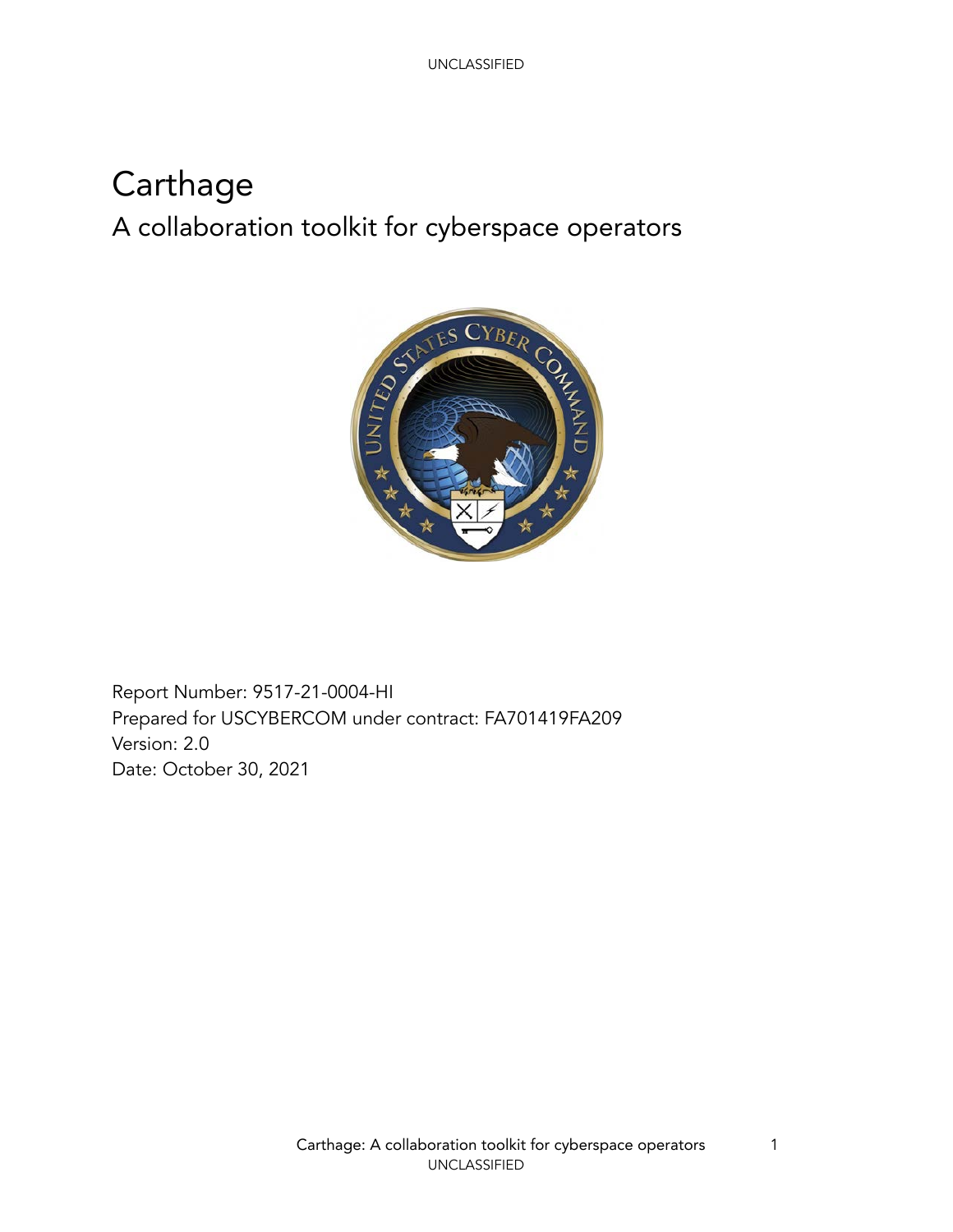UNCLASSIFIED

# Carthage

## A collaboration toolkit for cyberspace operators

Report Number: 9517-21-0004-HI
Prepared for USCYBERCOM under contract: FA701419FA209
Version: 2.0
Date: October 30, 2021

UNCLASSIFIED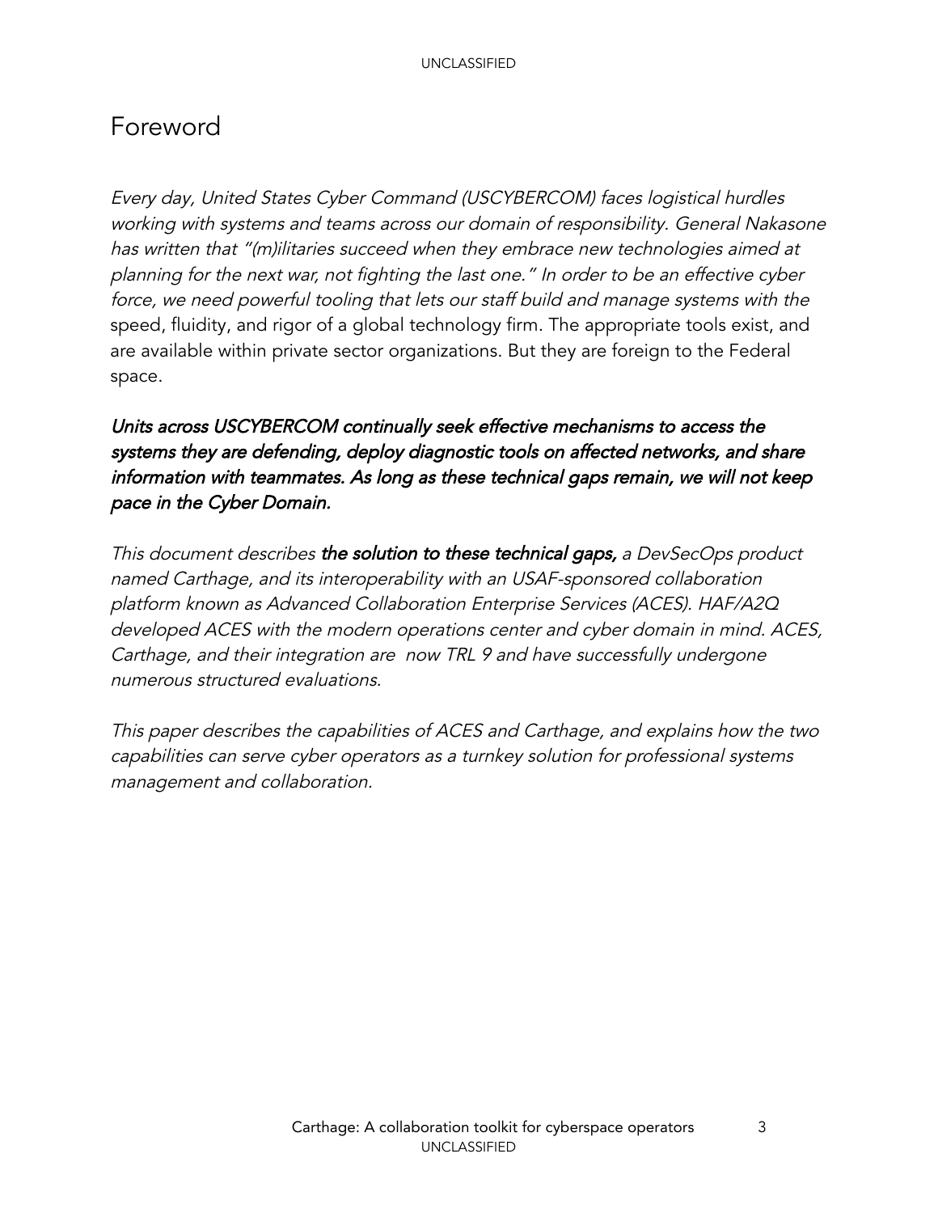# Foreword

*Every day, United States Cyber Command (USCYBERCOM) faces logistical hurdles working with systems and teams across our domain of responsibility. General Nakasone has written that "(m)ilitaries succeed when they embrace new technologies aimed at planning for the next war, not fighting the last one." In order to be an effective cyber force, we need powerful tooling that lets our staff build and manage systems with the* speed, fluidity, and rigor of a global technology firm. The appropriate tools exist, and are available within private sector organizations. But they are foreign to the Federal space.

***Units across USCYBERCOM continually seek effective mechanisms to access the systems they are defending, deploy diagnostic tools on affected networks, and share information with teammates. As long as these technical gaps remain, we will not keep pace in the Cyber Domain.***

*This document describes* ***the solution to these technical gaps,*** *a DevSecOps product named Carthage, and its interoperability with an USAF-sponsored collaboration platform known as Advanced Collaboration Enterprise Services (ACES). HAF/A2Q developed ACES with the modern operations center and cyber domain in mind. ACES, Carthage, and their integration are now TRL 9 and have successfully undergone numerous structured evaluations.*

*This paper describes the capabilities of ACES and Carthage, and explains how the two capabilities can serve cyber operators as a turnkey solution for professional systems management and collaboration.*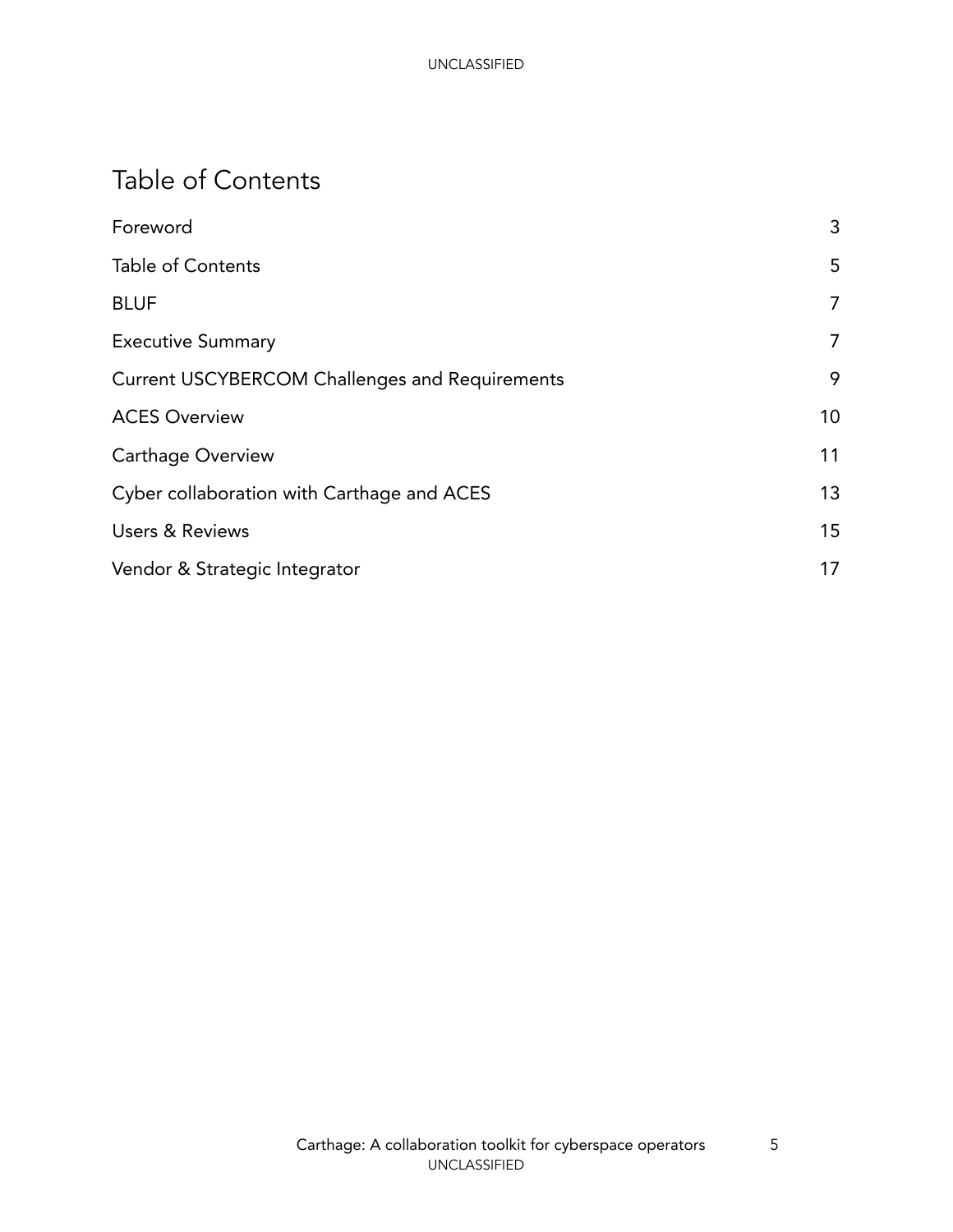# Table of Contents

| | |
|---|---|
| Foreword | 3 |
| Table of Contents | 5 |
| BLUF | 7 |
| Executive Summary | 7 |
| Current USCYBERCOM Challenges and Requirements | 9 |
| ACES Overview | 10 |
| Carthage Overview | 11 |
| Cyber collaboration with Carthage and ACES | 13 |
| Users & Reviews | 15 |
| Vendor & Strategic Integrator | 17 |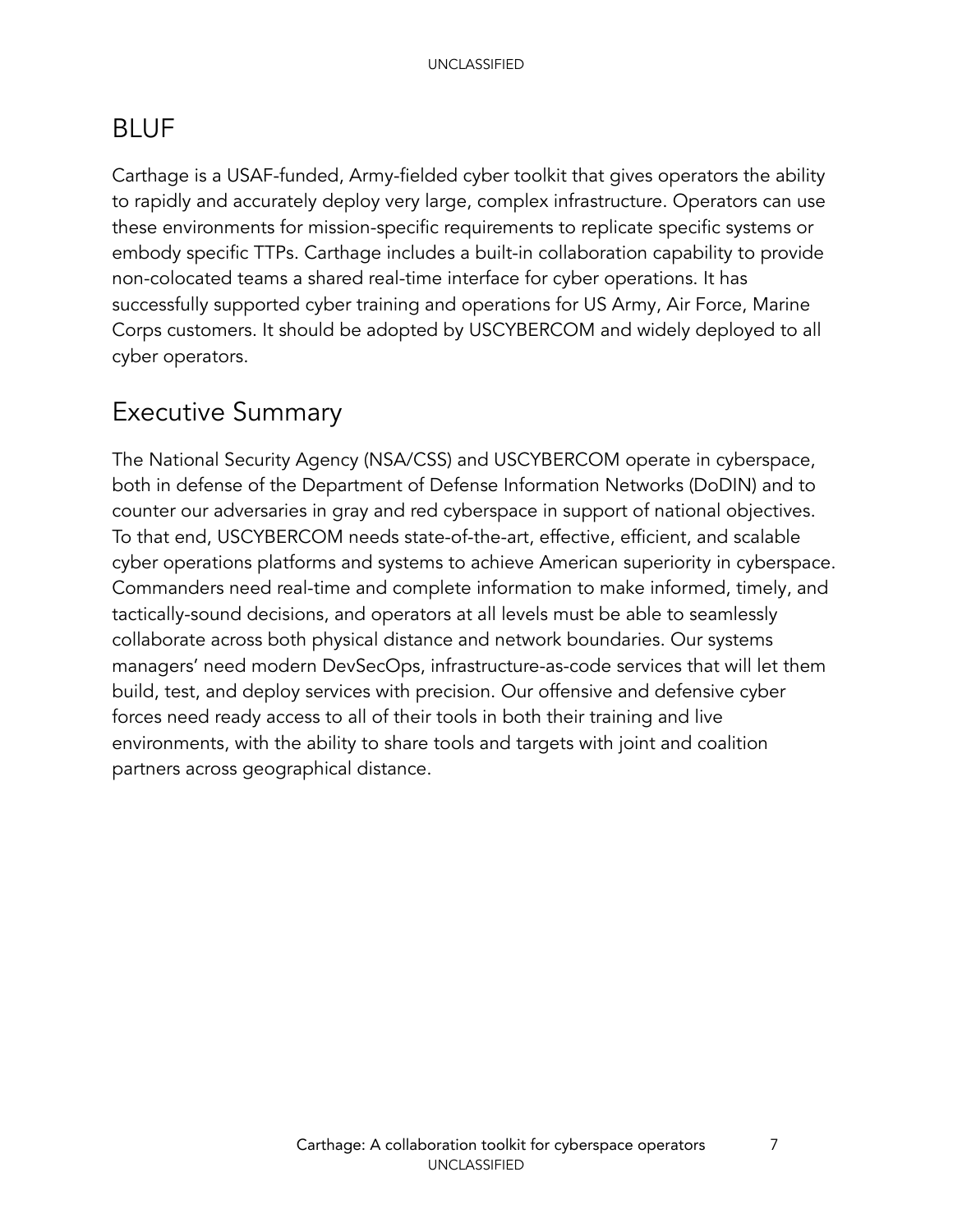## BLUF

Carthage is a USAF-funded, Army-fielded cyber toolkit that gives operators the ability to rapidly and accurately deploy very large, complex infrastructure. Operators can use these environments for mission-specific requirements to replicate specific systems or embody specific TTPs. Carthage includes a built-in collaboration capability to provide non-colocated teams a shared real-time interface for cyber operations. It has successfully supported cyber training and operations for US Army, Air Force, Marine Corps customers. It should be adopted by USCYBERCOM and widely deployed to all cyber operators.

## Executive Summary

The National Security Agency (NSA/CSS) and USCYBERCOM operate in cyberspace, both in defense of the Department of Defense Information Networks (DoDIN) and to counter our adversaries in gray and red cyberspace in support of national objectives. To that end, USCYBERCOM needs state-of-the-art, effective, efficient, and scalable cyber operations platforms and systems to achieve American superiority in cyberspace. Commanders need real-time and complete information to make informed, timely, and tactically-sound decisions, and operators at all levels must be able to seamlessly collaborate across both physical distance and network boundaries. Our systems managers' need modern DevSecOps, infrastructure-as-code services that will let them build, test, and deploy services with precision. Our offensive and defensive cyber forces need ready access to all of their tools in both their training and live environments, with the ability to share tools and targets with joint and coalition partners across geographical distance.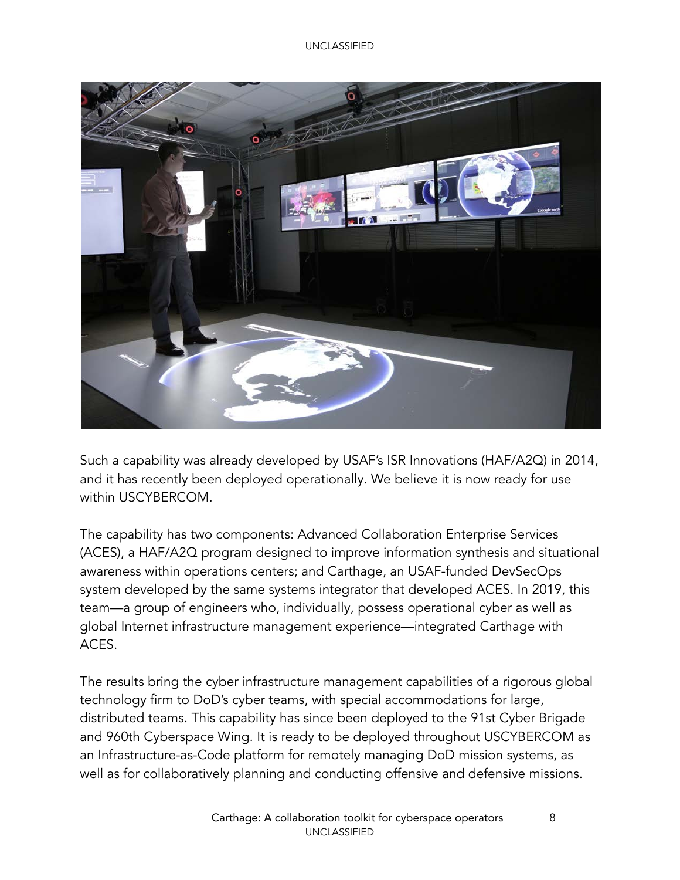Such a capability was already developed by USAF's ISR Innovations (HAF/A2Q) in 2014, and it has recently been deployed operationally. We believe it is now ready for use within USCYBERCOM.

The capability has two components: Advanced Collaboration Enterprise Services (ACES), a HAF/A2Q program designed to improve information synthesis and situational awareness within operations centers; and Carthage, an USAF-funded DevSecOps system developed by the same systems integrator that developed ACES. In 2019, this team—a group of engineers who, individually, possess operational cyber as well as global Internet infrastructure management experience—integrated Carthage with ACES.

The results bring the cyber infrastructure management capabilities of a rigorous global technology firm to DoD's cyber teams, with special accommodations for large, distributed teams. This capability has since been deployed to the 91st Cyber Brigade and 960th Cyberspace Wing. It is ready to be deployed throughout USCYBERCOM as an Infrastructure-as-Code platform for remotely managing DoD mission systems, as well as for collaboratively planning and conducting offensive and defensive missions.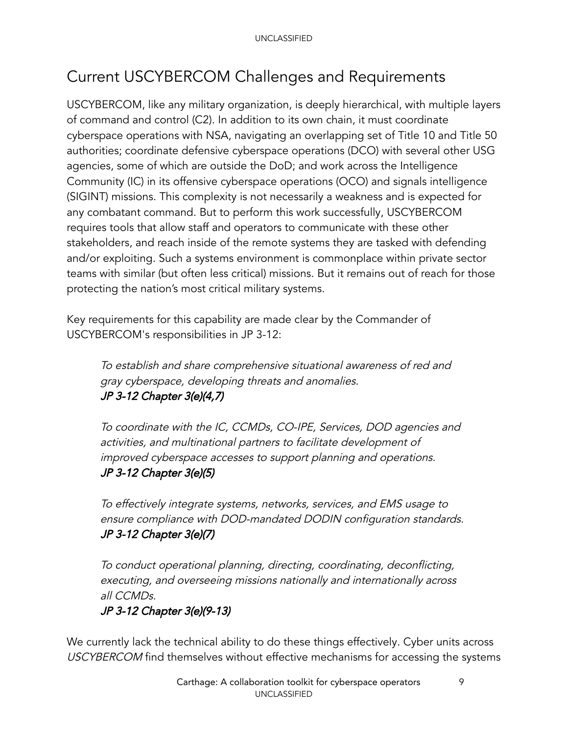# Current USCYBERCOM Challenges and Requirements

USCYBERCOM, like any military organization, is deeply hierarchical, with multiple layers of command and control (C2). In addition to its own chain, it must coordinate cyberspace operations with NSA, navigating an overlapping set of Title 10 and Title 50 authorities; coordinate defensive cyberspace operations (DCO) with several other USG agencies, some of which are outside the DoD; and work across the Intelligence Community (IC) in its offensive cyberspace operations (OCO) and signals intelligence (SIGINT) missions. This complexity is not necessarily a weakness and is expected for any combatant command. But to perform this work successfully, USCYBERCOM requires tools that allow staff and operators to communicate with these other stakeholders, and reach inside of the remote systems they are tasked with defending and/or exploiting. Such a systems environment is commonplace within private sector teams with similar (but often less critical) missions. But it remains out of reach for those protecting the nation's most critical military systems.

Key requirements for this capability are made clear by the Commander of USCYBERCOM's responsibilities in JP 3-12:

> *To establish and share comprehensive situational awareness of red and gray cyberspace, developing threats and anomalies.*
> ***JP 3-12 Chapter 3(e)(4,7)***
>
> *To coordinate with the IC, CCMDs, CO-IPE, Services, DOD agencies and activities, and multinational partners to facilitate development of improved cyberspace accesses to support planning and operations.*
> ***JP 3-12 Chapter 3(e)(5)***
>
> *To effectively integrate systems, networks, services, and EMS usage to ensure compliance with DOD-mandated DODIN configuration standards.*
> ***JP 3-12 Chapter 3(e)(7)***
>
> *To conduct operational planning, directing, coordinating, deconflicting, executing, and overseeing missions nationally and internationally across all CCMDs.*
> ***JP 3-12 Chapter 3(e)(9-13)***

We currently lack the technical ability to do these things effectively. Cyber units across *USCYBERCOM* find themselves without effective mechanisms for accessing the systems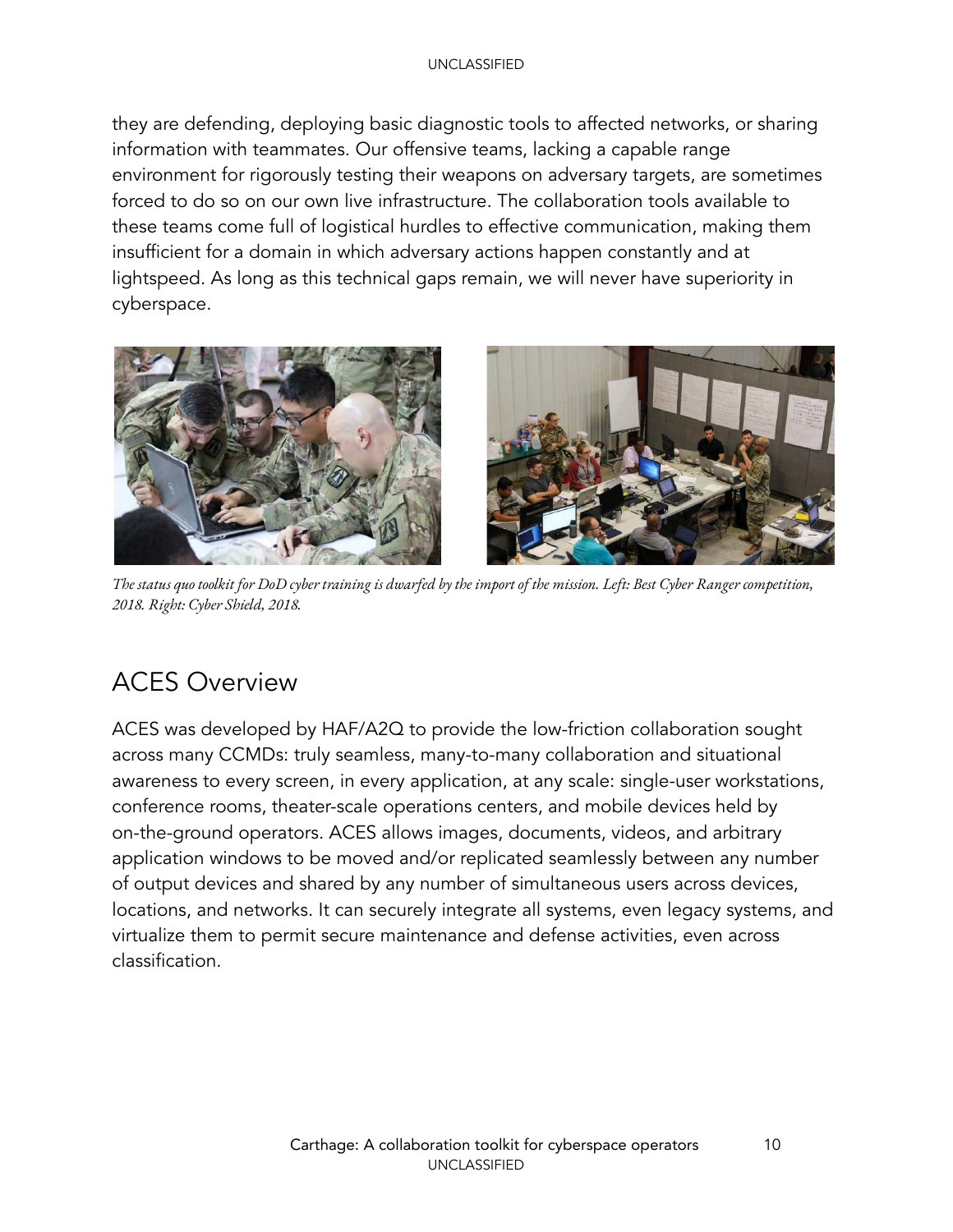they are defending, deploying basic diagnostic tools to affected networks, or sharing information with teammates. Our offensive teams, lacking a capable range environment for rigorously testing their weapons on adversary targets, are sometimes forced to do so on our own live infrastructure. The collaboration tools available to these teams come full of logistical hurdles to effective communication, making them insufficient for a domain in which adversary actions happen constantly and at lightspeed. As long as this technical gaps remain, we will never have superiority in cyberspace.

*The status quo toolkit for DoD cyber training is dwarfed by the import of the mission. Left: Best Cyber Ranger competition, 2018. Right: Cyber Shield, 2018.*

## ACES Overview

ACES was developed by HAF/A2Q to provide the low-friction collaboration sought across many CCMDs: truly seamless, many-to-many collaboration and situational awareness to every screen, in every application, at any scale: single-user workstations, conference rooms, theater-scale operations centers, and mobile devices held by on-the-ground operators. ACES allows images, documents, videos, and arbitrary application windows to be moved and/or replicated seamlessly between any number of output devices and shared by any number of simultaneous users across devices, locations, and networks. It can securely integrate all systems, even legacy systems, and virtualize them to permit secure maintenance and defense activities, even across classification.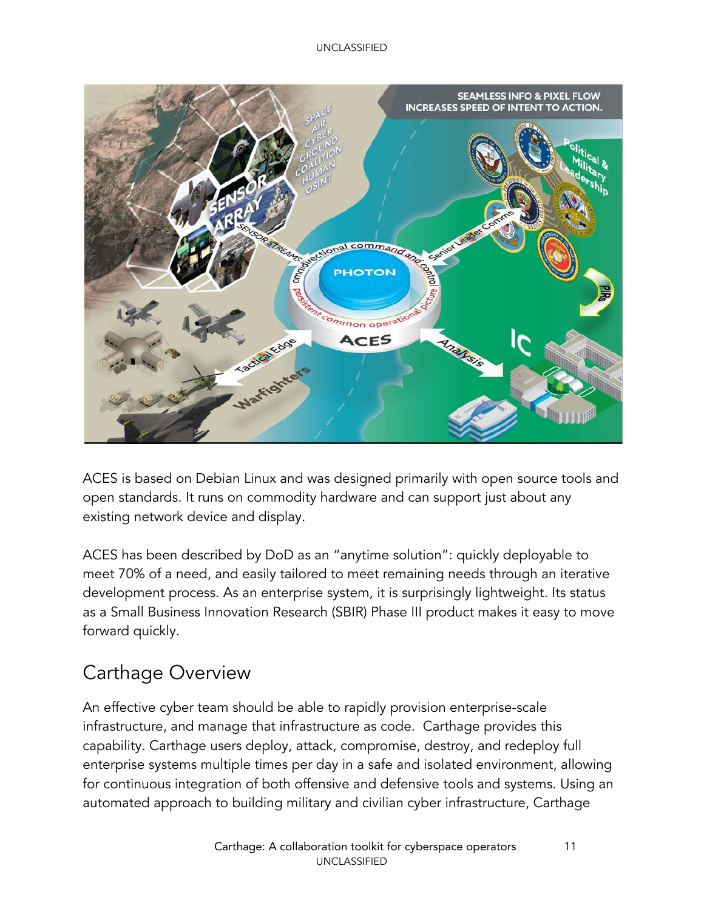ACES is based on Debian Linux and was designed primarily with open source tools and open standards. It runs on commodity hardware and can support just about any existing network device and display.

ACES has been described by DoD as an "anytime solution": quickly deployable to meet 70% of a need, and easily tailored to meet remaining needs through an iterative development process. As an enterprise system, it is surprisingly lightweight. Its status as a Small Business Innovation Research (SBIR) Phase III product makes it easy to move forward quickly.

## Carthage Overview

An effective cyber team should be able to rapidly provision enterprise-scale infrastructure, and manage that infrastructure as code. Carthage provides this capability. Carthage users deploy, attack, compromise, destroy, and redeploy full enterprise systems multiple times per day in a safe and isolated environment, allowing for continuous integration of both offensive and defensive tools and systems. Using an automated approach to building military and civilian cyber infrastructure, Carthage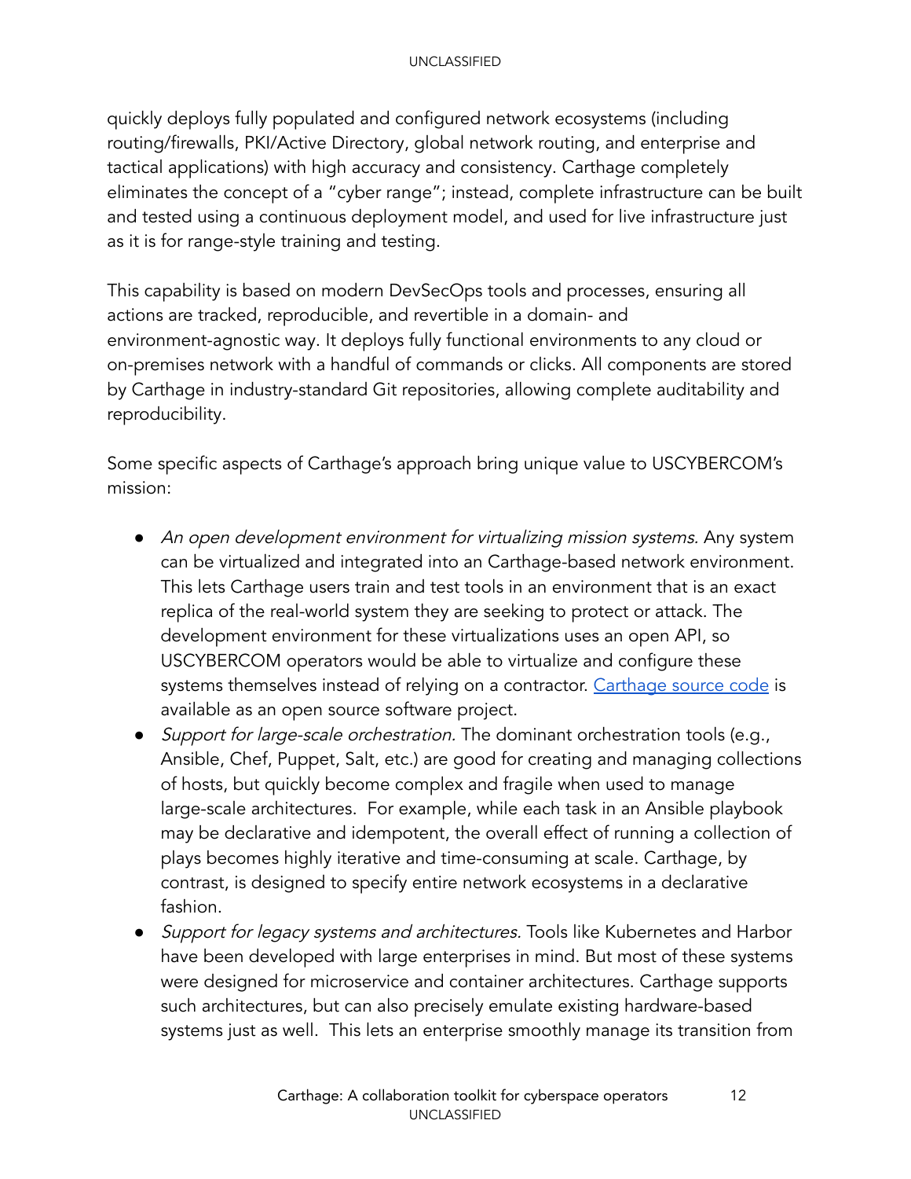quickly deploys fully populated and configured network ecosystems (including routing/firewalls, PKI/Active Directory, global network routing, and enterprise and tactical applications) with high accuracy and consistency. Carthage completely eliminates the concept of a "cyber range"; instead, complete infrastructure can be built and tested using a continuous deployment model, and used for live infrastructure just as it is for range-style training and testing.

This capability is based on modern DevSecOps tools and processes, ensuring all actions are tracked, reproducible, and revertible in a domain- and environment-agnostic way. It deploys fully functional environments to any cloud or on-premises network with a handful of commands or clicks. All components are stored by Carthage in industry-standard Git repositories, allowing complete auditability and reproducibility.

Some specific aspects of Carthage's approach bring unique value to USCYBERCOM's mission:

- *An open development environment for virtualizing mission systems.* Any system can be virtualized and integrated into an Carthage-based network environment. This lets Carthage users train and test tools in an environment that is an exact replica of the real-world system they are seeking to protect or attack. The development environment for these virtualizations uses an open API, so USCYBERCOM operators would be able to virtualize and configure these systems themselves instead of relying on a contractor. Carthage source code is available as an open source software project.
- *Support for large-scale orchestration.* The dominant orchestration tools (e.g., Ansible, Chef, Puppet, Salt, etc.) are good for creating and managing collections of hosts, but quickly become complex and fragile when used to manage large-scale architectures. For example, while each task in an Ansible playbook may be declarative and idempotent, the overall effect of running a collection of plays becomes highly iterative and time-consuming at scale. Carthage, by contrast, is designed to specify entire network ecosystems in a declarative fashion.
- *Support for legacy systems and architectures.* Tools like Kubernetes and Harbor have been developed with large enterprises in mind. But most of these systems were designed for microservice and container architectures. Carthage supports such architectures, but can also precisely emulate existing hardware-based systems just as well. This lets an enterprise smoothly manage its transition from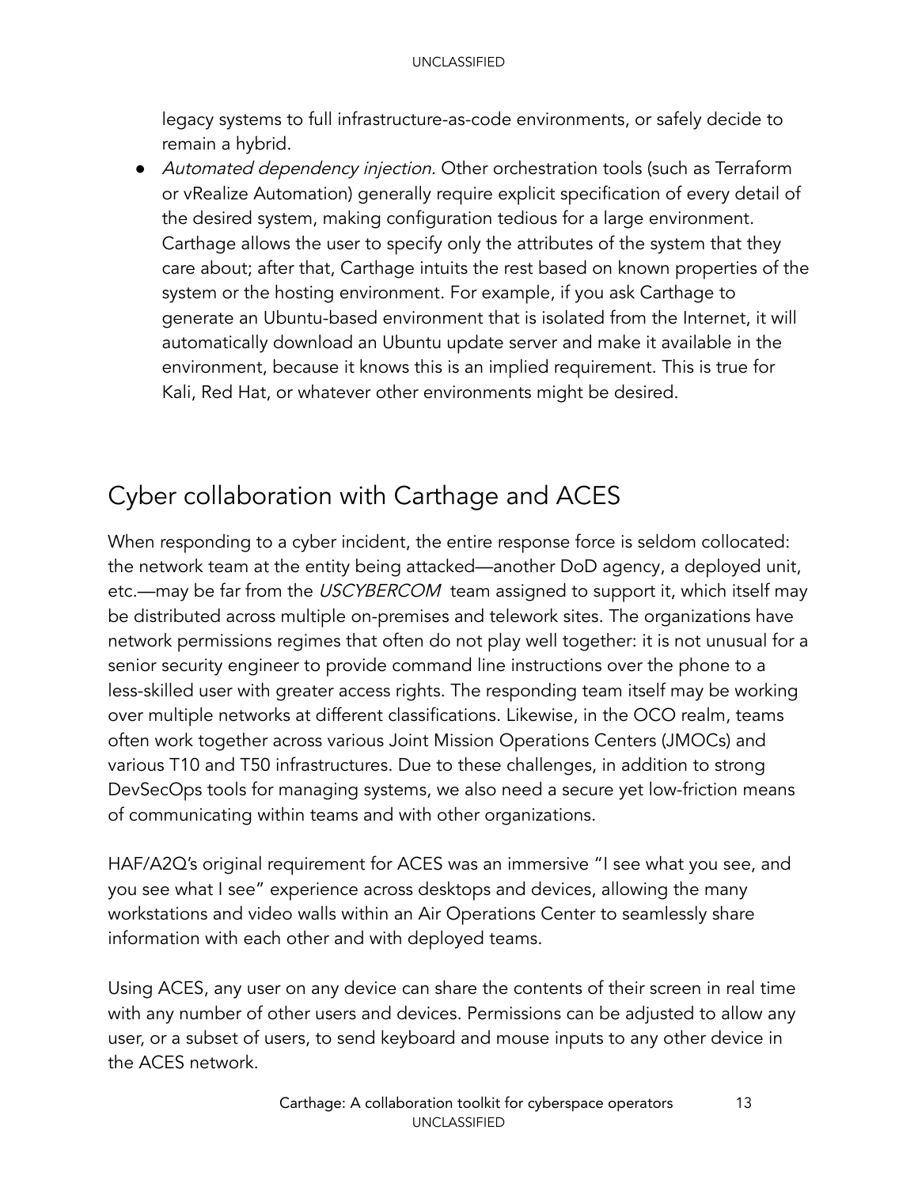legacy systems to full infrastructure-as-code environments, or safely decide to remain a hybrid.

- *Automated dependency injection.* Other orchestration tools (such as Terraform or vRealize Automation) generally require explicit specification of every detail of the desired system, making configuration tedious for a large environment. Carthage allows the user to specify only the attributes of the system that they care about; after that, Carthage intuits the rest based on known properties of the system or the hosting environment. For example, if you ask Carthage to generate an Ubuntu-based environment that is isolated from the Internet, it will automatically download an Ubuntu update server and make it available in the environment, because it knows this is an implied requirement. This is true for Kali, Red Hat, or whatever other environments might be desired.

## Cyber collaboration with Carthage and ACES

When responding to a cyber incident, the entire response force is seldom collocated: the network team at the entity being attacked—another DoD agency, a deployed unit, etc.—may be far from the *USCYBERCOM* team assigned to support it, which itself may be distributed across multiple on-premises and telework sites. The organizations have network permissions regimes that often do not play well together: it is not unusual for a senior security engineer to provide command line instructions over the phone to a less-skilled user with greater access rights. The responding team itself may be working over multiple networks at different classifications. Likewise, in the OCO realm, teams often work together across various Joint Mission Operations Centers (JMOCs) and various T10 and T50 infrastructures. Due to these challenges, in addition to strong DevSecOps tools for managing systems, we also need a secure yet low-friction means of communicating within teams and with other organizations.

HAF/A2Q's original requirement for ACES was an immersive "I see what you see, and you see what I see" experience across desktops and devices, allowing the many workstations and video walls within an Air Operations Center to seamlessly share information with each other and with deployed teams.

Using ACES, any user on any device can share the contents of their screen in real time with any number of other users and devices. Permissions can be adjusted to allow any user, or a subset of users, to send keyboard and mouse inputs to any other device in the ACES network.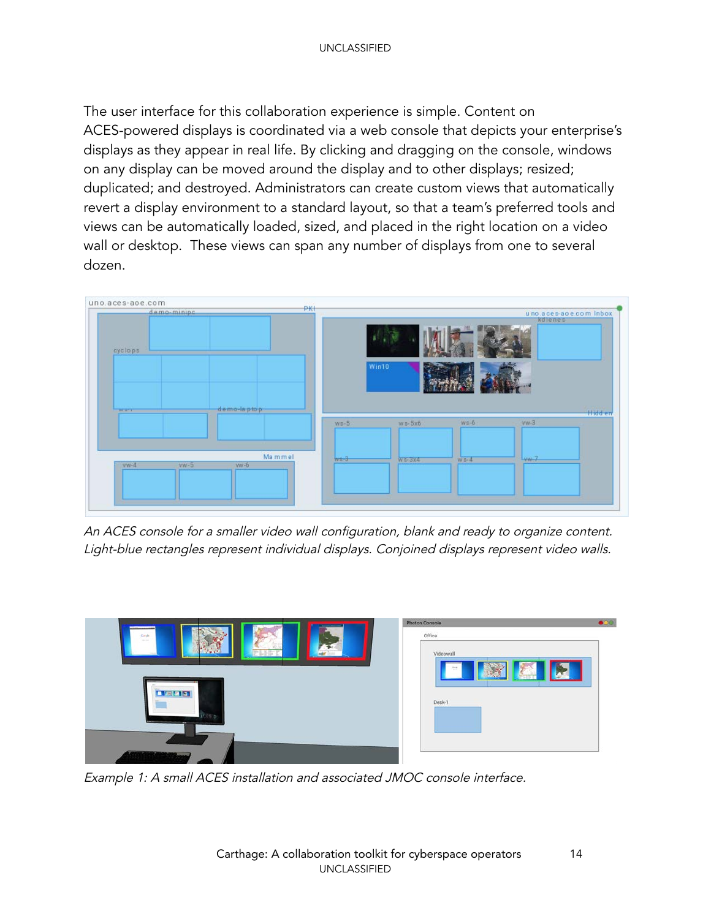The user interface for this collaboration experience is simple. Content on ACES-powered displays is coordinated via a web console that depicts your enterprise's displays as they appear in real life. By clicking and dragging on the console, windows on any display can be moved around the display and to other displays; resized; duplicated; and destroyed. Administrators can create custom views that automatically revert a display environment to a standard layout, so that a team's preferred tools and views can be automatically loaded, sized, and placed in the right location on a video wall or desktop.  These views can span any number of displays from one to several dozen.

*An ACES console for a smaller video wall configuration, blank and ready to organize content. Light-blue rectangles represent individual displays. Conjoined displays represent video walls.*

*Example 1: A small ACES installation and associated JMOC console interface.*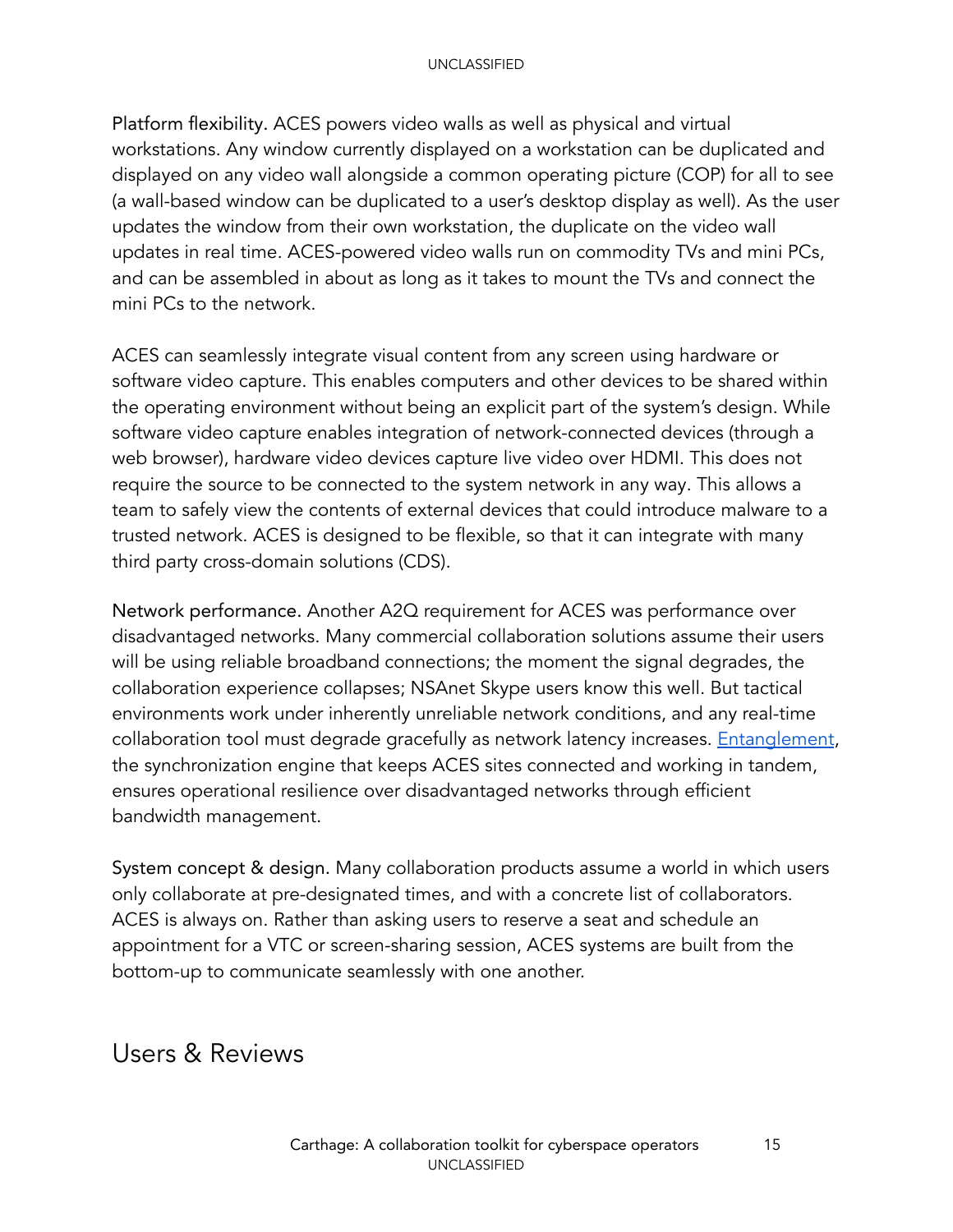Platform flexibility. ACES powers video walls as well as physical and virtual workstations. Any window currently displayed on a workstation can be duplicated and displayed on any video wall alongside a common operating picture (COP) for all to see (a wall-based window can be duplicated to a user's desktop display as well). As the user updates the window from their own workstation, the duplicate on the video wall updates in real time. ACES-powered video walls run on commodity TVs and mini PCs, and can be assembled in about as long as it takes to mount the TVs and connect the mini PCs to the network.

ACES can seamlessly integrate visual content from any screen using hardware or software video capture. This enables computers and other devices to be shared within the operating environment without being an explicit part of the system's design. While software video capture enables integration of network-connected devices (through a web browser), hardware video devices capture live video over HDMI. This does not require the source to be connected to the system network in any way. This allows a team to safely view the contents of external devices that could introduce malware to a trusted network. ACES is designed to be flexible, so that it can integrate with many third party cross-domain solutions (CDS).

Network performance. Another A2Q requirement for ACES was performance over disadvantaged networks. Many commercial collaboration solutions assume their users will be using reliable broadband connections; the moment the signal degrades, the collaboration experience collapses; NSAnet Skype users know this well. But tactical environments work under inherently unreliable network conditions, and any real-time collaboration tool must degrade gracefully as network latency increases. Entanglement, the synchronization engine that keeps ACES sites connected and working in tandem, ensures operational resilience over disadvantaged networks through efficient bandwidth management.

System concept & design. Many collaboration products assume a world in which users only collaborate at pre-designated times, and with a concrete list of collaborators. ACES is always on. Rather than asking users to reserve a seat and schedule an appointment for a VTC or screen-sharing session, ACES systems are built from the bottom-up to communicate seamlessly with one another.

## Users & Reviews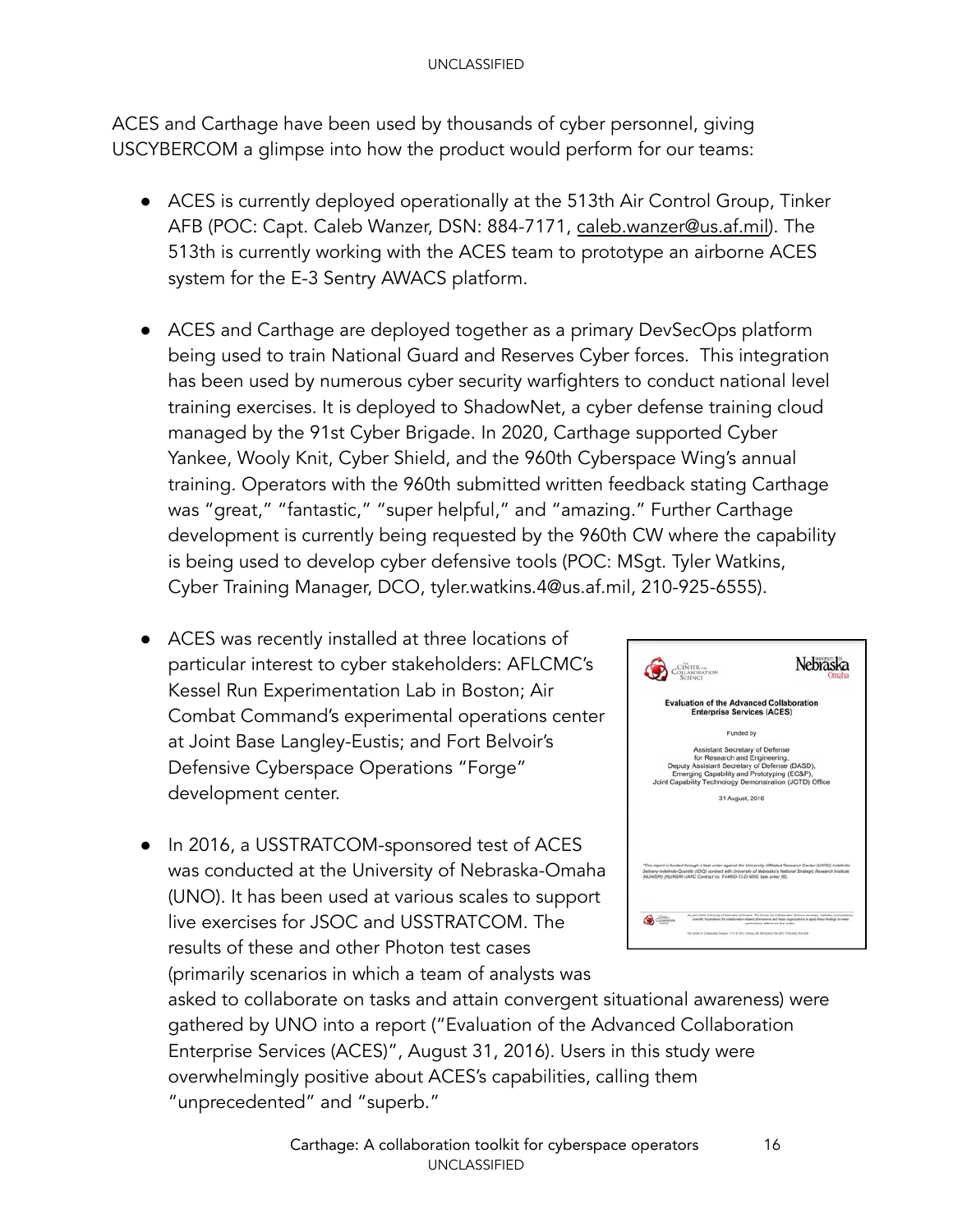ACES and Carthage have been used by thousands of cyber personnel, giving USCYBERCOM a glimpse into how the product would perform for our teams:

- ACES is currently deployed operationally at the 513th Air Control Group, Tinker AFB (POC: Capt. Caleb Wanzer, DSN: 884-7171, caleb.wanzer@us.af.mil). The 513th is currently working with the ACES team to prototype an airborne ACES system for the E-3 Sentry AWACS platform.

- ACES and Carthage are deployed together as a primary DevSecOps platform being used to train National Guard and Reserves Cyber forces. This integration has been used by numerous cyber security warfighters to conduct national level training exercises. It is deployed to ShadowNet, a cyber defense training cloud managed by the 91st Cyber Brigade. In 2020, Carthage supported Cyber Yankee, Wooly Knit, Cyber Shield, and the 960th Cyberspace Wing's annual training. Operators with the 960th submitted written feedback stating Carthage was "great," "fantastic," "super helpful," and "amazing." Further Carthage development is currently being requested by the 960th CW where the capability is being used to develop cyber defensive tools (POC: MSgt. Tyler Watkins, Cyber Training Manager, DCO, tyler.watkins.4@us.af.mil, 210-925-6555).

- ACES was recently installed at three locations of particular interest to cyber stakeholders: AFLCMC's Kessel Run Experimentation Lab in Boston; Air Combat Command's experimental operations center at Joint Base Langley-Eustis; and Fort Belvoir's Defensive Cyberspace Operations "Forge" development center.

- In 2016, a USSTRATCOM-sponsored test of ACES was conducted at the University of Nebraska-Omaha (UNO). It has been used at various scales to support live exercises for JSOC and USSTRATCOM. The results of these and other Photon test cases (primarily scenarios in which a team of analysts was asked to collaborate on tasks and attain convergent situational awareness) were gathered by UNO into a report ("Evaluation of the Advanced Collaboration Enterprise Services (ACES)", August 31, 2016). Users in this study were overwhelmingly positive about ACES's capabilities, calling them "unprecedented" and "superb."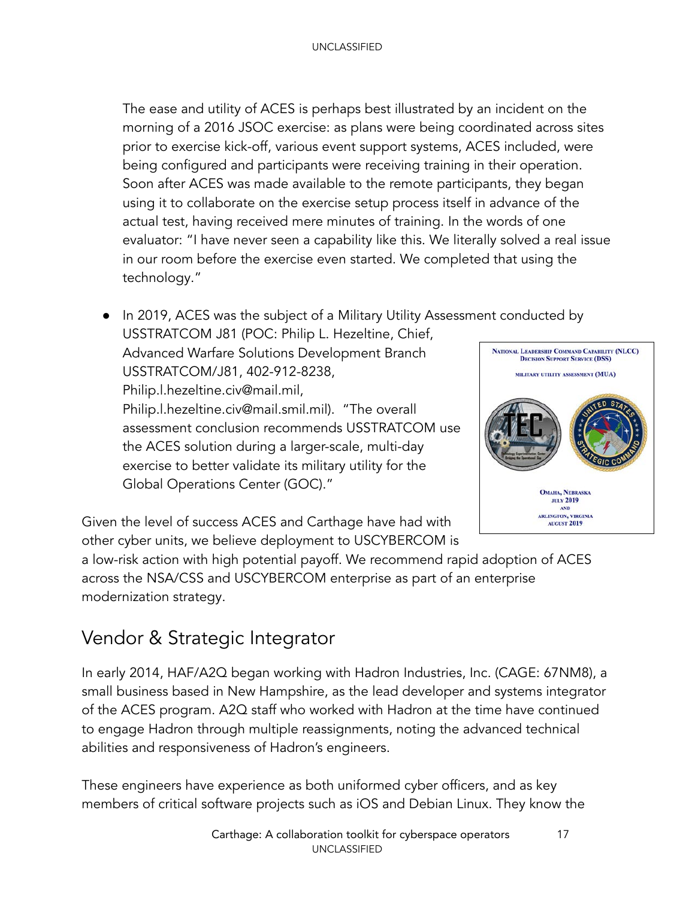The ease and utility of ACES is perhaps best illustrated by an incident on the morning of a 2016 JSOC exercise: as plans were being coordinated across sites prior to exercise kick-off, various event support systems, ACES included, were being configured and participants were receiving training in their operation. Soon after ACES was made available to the remote participants, they began using it to collaborate on the exercise setup process itself in advance of the actual test, having received mere minutes of training. In the words of one evaluator: "I have never seen a capability like this. We literally solved a real issue in our room before the exercise even started. We completed that using the technology."

- In 2019, ACES was the subject of a Military Utility Assessment conducted by USSTRATCOM J81 (POC: Philip L. Hezeltine, Chief, Advanced Warfare Solutions Development Branch USSTRATCOM/J81, 402-912-8238, Philip.l.hezeltine.civ@mail.mil, Philip.l.hezeltine.civ@mail.smil.mil). "The overall assessment conclusion recommends USSTRATCOM use the ACES solution during a larger-scale, multi-day exercise to better validate its military utility for the Global Operations Center (GOC)."

NATIONAL LEADERSHIP COMMAND CAPABILITY (NLCC) DECISION SUPPORT SERVICE (DSS)

MILITARY UTILITY ASSESSMENT (MUA)

OMAHA, NEBRASKA JULY 2019 AND ARLINGTON, VIRGINIA AUGUST 2019

Given the level of success ACES and Carthage have had with other cyber units, we believe deployment to USCYBERCOM is a low-risk action with high potential payoff. We recommend rapid adoption of ACES across the NSA/CSS and USCYBERCOM enterprise as part of an enterprise modernization strategy.

## Vendor & Strategic Integrator

In early 2014, HAF/A2Q began working with Hadron Industries, Inc. (CAGE: 67NM8), a small business based in New Hampshire, as the lead developer and systems integrator of the ACES program. A2Q staff who worked with Hadron at the time have continued to engage Hadron through multiple reassignments, noting the advanced technical abilities and responsiveness of Hadron's engineers.

These engineers have experience as both uniformed cyber officers, and as key members of critical software projects such as iOS and Debian Linux. They know the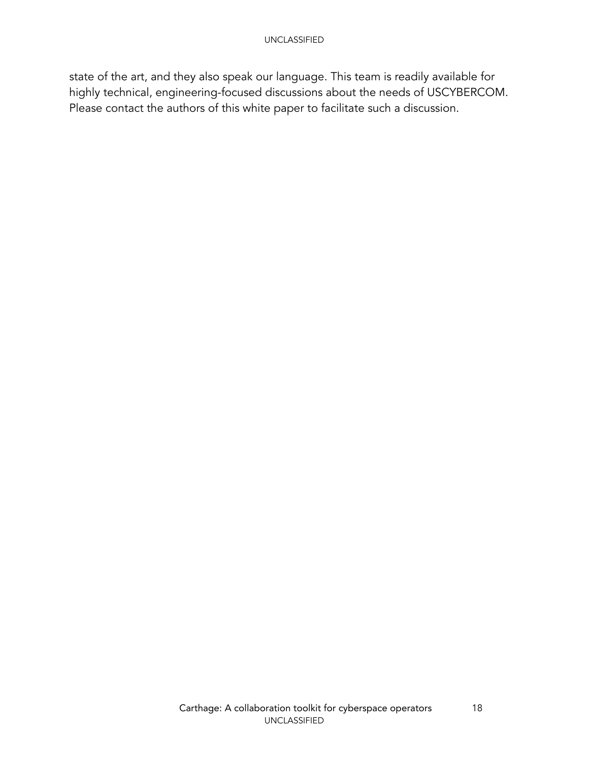state of the art, and they also speak our language. This team is readily available for highly technical, engineering-focused discussions about the needs of USCYBERCOM. Please contact the authors of this white paper to facilitate such a discussion.